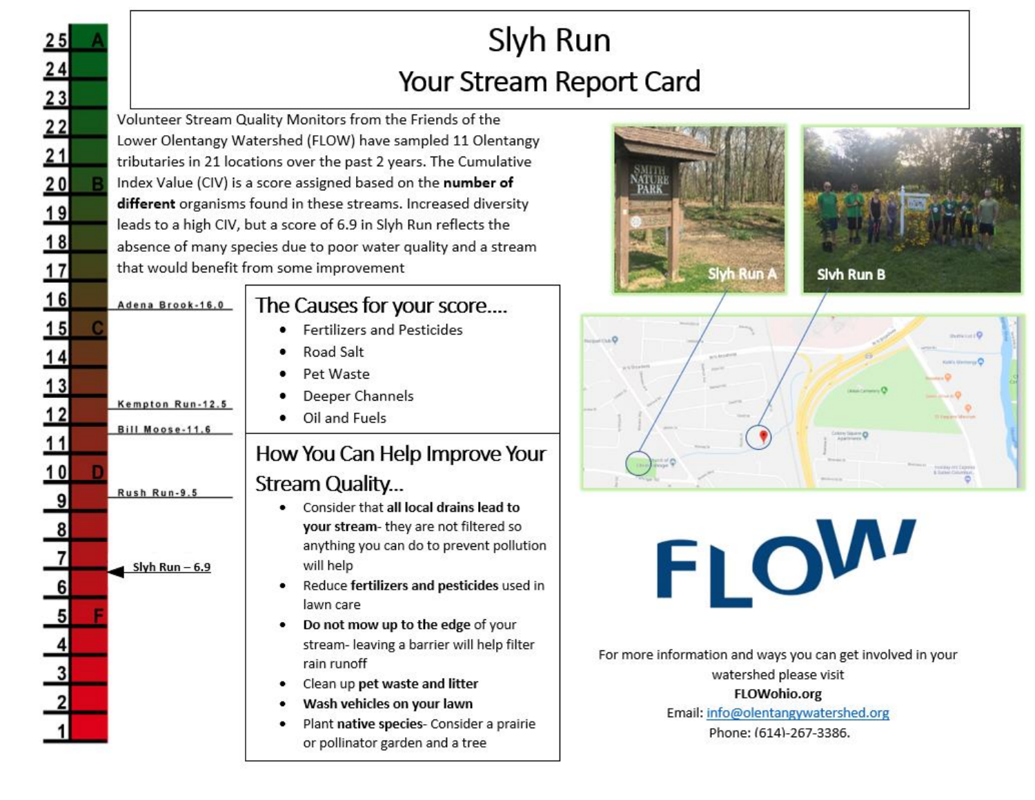# Slyh Run

## Your Stream Report Card

Volunteer Stream Quality Monitors from the Friends of the Lower Olentangy Watershed (FLOW) have sampled 11 Olentangy tributaries in 21 locations over the past 2 years. The Cumulative Index Value (CIV) is a score assigned based on the **number of different** organisms found in these streams. Increased diversity leads to a high CIV, but a score of 6.9 in Slyh Run reflects the absence of many species due to poor water quality and a stream that would benefit from some improvement

| Score | Grade | Stream |
|---|---|---|
| 25 | A | |
| 24 | | |
| 23 | | |
| 22 | | |
| 21 | | |
| 20 | B | |
| 19 | | |
| 18 | | |
| 17 | | |
| 16 | | Adena Brook-16.0 |
| 15 | C | |
| 14 | | |
| 13 | | |
| 12 | | Kempton Run-12.5 |
| 11 | | Bill Moose-11.6 |
| 10 | D | |
| 9 | | Rush Run-9.5 |
| 8 | | |
| 7 | | Slyh Run – 6.9 |
| 6 | | |
| 5 | F | |
| 4 | | |
| 3 | | |
| 2 | | |
| 1 | | |

### The Causes for your score....

- Fertilizers and Pesticides
- Road Salt
- Pet Waste
- Deeper Channels
- Oil and Fuels

### How You Can Help Improve Your Stream Quality...

- Consider that **all local drains lead to your stream**- they are not filtered so anything you can do to prevent pollution will help
- Reduce **fertilizers and pesticides** used in lawn care
- **Do not mow up to the edge** of your stream- leaving a barrier will help filter rain runoff
- Clean up **pet waste and litter**
- **Wash vehicles on your lawn**
- Plant **native species**- Consider a prairie or pollinator garden and a tree

Slyh Run A

Slyh Run B

FLOW

For more information and ways you can get involved in your watershed please visit

**FLOWohio.org**

Email: info@olentangywatershed.org

Phone: (614)-267-3386.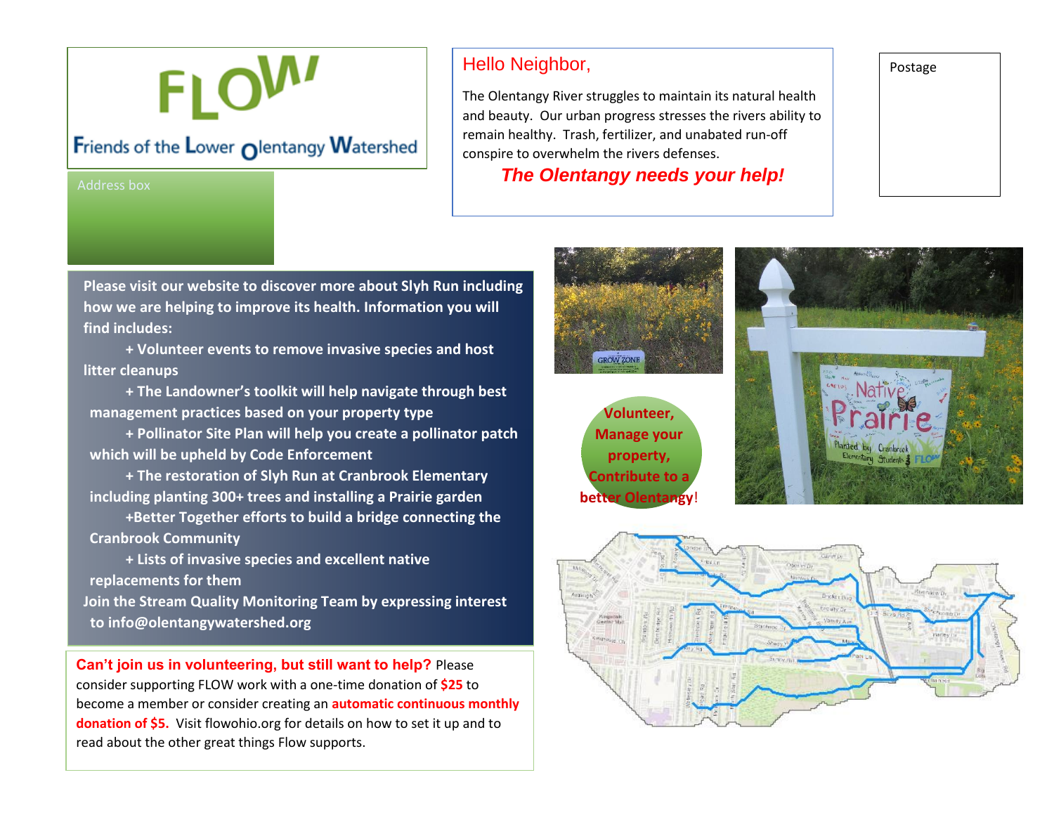# FLOW

## Friends of the Lower Olentangy Watershed

Address box

Hello Neighbor,

The Olentangy River struggles to maintain its natural health and beauty. Our urban progress stresses the rivers ability to remain healthy. Trash, fertilizer, and unabated run-off conspire to overwhelm the rivers defenses.

***The Olentangy needs your help!***

Postage

**Please visit our website to discover more about Slyh Run including how we are helping to improve its health. Information you will find includes:**

- **+ Volunteer events to remove invasive species and host litter cleanups**
- **+ The Landowner's toolkit will help navigate through best management practices based on your property type**
- **+ Pollinator Site Plan will help you create a pollinator patch which will be upheld by Code Enforcement**
- **+ The restoration of Slyh Run at Cranbrook Elementary including planting 300+ trees and installing a Prairie garden**
- **+Better Together efforts to build a bridge connecting the Cranbrook Community**
- **+ Lists of invasive species and excellent native replacements for them**

**Join the Stream Quality Monitoring Team by expressing interest to info@olentangywatershed.org**

**Volunteer, Manage your property, Contribute to a better Olentangy!**

**Can't join us in volunteering, but still want to help?** Please consider supporting FLOW work with a one-time donation of **$25** to become a member or consider creating an **automatic continuous monthly donation of $5.** Visit flowohio.org for details on how to set it up and to read about the other great things Flow supports.